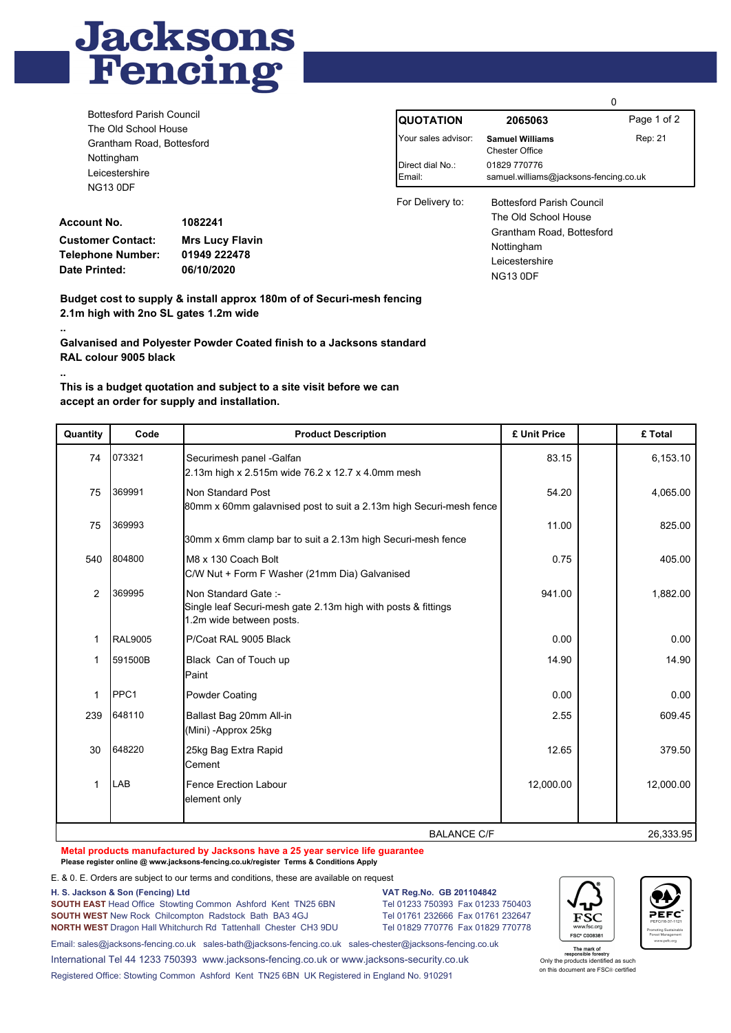# Jacksons Fencing

Bottesford Parish Council
The Old School House
Grantham Road, Bottesford
Nottingham
Leicestershire
NG13 0DF

0

| QUOTATION | 2065063 | Page 1 of 2 |
|---|---|---|
| Your sales advisor: | **Samuel Williams** Chester Office | Rep: 21 |
| Direct dial No.: | 01829 770776 | |
| Email: | samuel.williams@jacksons-fencing.co.uk | |

For Delivery to:

Bottesford Parish Council
The Old School House
Grantham Road, Bottesford
Nottingham
Leicestershire
NG13 0DF

| | |
|---|---|
| **Account No.** | **1082241** |
| **Customer Contact:** | **Mrs Lucy Flavin** |
| **Telephone Number:** | **01949 222478** |
| **Date Printed:** | **06/10/2020** |

**Budget cost to supply & install approx 180m of of Securi-mesh fencing 2.1m high with 2no SL gates 1.2m wide**

**..**

**Galvanised and Polyester Powder Coated finish to a Jacksons standard RAL colour 9005 black**

**..**

**This is a budget quotation and subject to a site visit before we can accept an order for supply and installation.**

| Quantity | Code | Product Description | £ Unit Price | | £ Total |
|---|---|---|---|---|---|
| 74 | 073321 | Securimesh panel -Galfan<br>2.13m high x 2.515m wide 76.2 x 12.7 x 4.0mm mesh | 83.15 | | 6,153.10 |
| 75 | 369991 | Non Standard Post<br>80mm x 60mm galavnised post to suit a 2.13m high Securi-mesh fence | 54.20 | | 4,065.00 |
| 75 | 369993 | 30mm x 6mm clamp bar to suit a 2.13m high Securi-mesh fence | 11.00 | | 825.00 |
| 540 | 804800 | M8 x 130 Coach Bolt<br>C/W Nut + Form F Washer (21mm Dia) Galvanised | 0.75 | | 405.00 |
| 2 | 369995 | Non Standard Gate :-<br>Single leaf Securi-mesh gate 2.13m high with posts & fittings<br>1.2m wide between posts. | 941.00 | | 1,882.00 |
| 1 | RAL9005 | P/Coat RAL 9005 Black | 0.00 | | 0.00 |
| 1 | 591500B | Black Can of Touch up<br>Paint | 14.90 | | 14.90 |
| 1 | PPC1 | Powder Coating | 0.00 | | 0.00 |
| 239 | 648110 | Ballast Bag 20mm All-in<br>(Mini) -Approx 25kg | 2.55 | | 609.45 |
| 30 | 648220 | 25kg Bag Extra Rapid<br>Cement | 12.65 | | 379.50 |
| 1 | LAB | Fence Erection Labour<br>element only | 12,000.00 | | 12,000.00 |
| | | BALANCE C/F | | | 26,333.95 |

**Metal products manufactured by Jacksons have a 25 year service life guarantee**
**Please register online @ www.jacksons-fencing.co.uk/register Terms & Conditions Apply**

E. & 0. E. Orders are subject to our terms and conditions, these are available on request

**H. S. Jackson & Son (Fencing) Ltd** — **VAT Reg.No. GB 201104842**
**SOUTH EAST** Head Office Stowting Common Ashford Kent TN25 6BN — Tel 01233 750393 Fax 01233 750403
**SOUTH WEST** New Rock Chilcompton Radstock Bath BA3 4GJ — Tel 01761 232666 Fax 01761 232647
**NORTH WEST** Dragon Hall Whitchurch Rd Tattenhall Chester CH3 9DU — Tel 01829 770776 Fax 01829 770778

Email: sales@jacksons-fencing.co.uk sales-bath@jacksons-fencing.co.uk sales-chester@jacksons-fencing.co.uk

International Tel 44 1233 750393 www.jacksons-fencing.co.uk or www.jacksons-security.co.uk

Registered Office: Stowting Common Ashford Kent TN25 6BN UK Registered in England No. 910291

FSC www.fsc.org FSC® C008381 The mark of responsible forestry
Only the products identified as such on this document are FSC® certified

PEFC PEFC/16-37-1121 Promoting Sustainable Forest Management www.pefc.org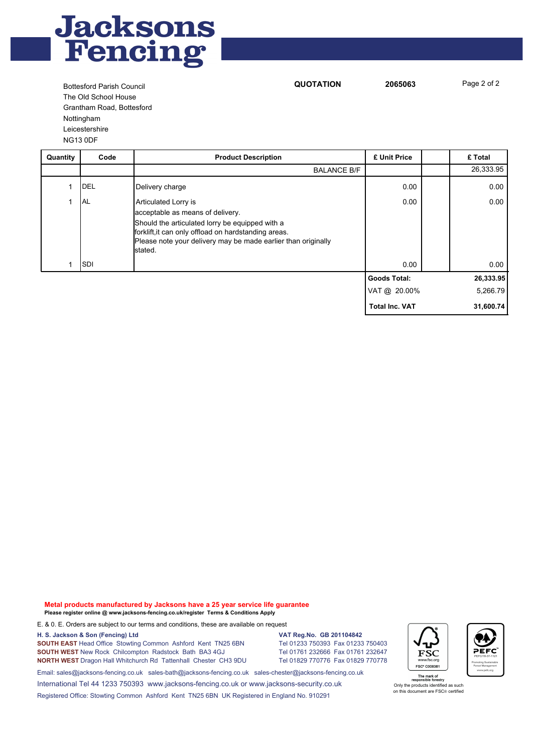# Jacksons Fencing

Bottesford Parish Council
The Old School House
Grantham Road, Bottesford
Nottingham
Leicestershire
NG13 0DF

**QUOTATION** **2065063**

| Quantity | Code | Product Description | £ Unit Price | | £ Total |
|---|---|---|---|---|---|
| | | BALANCE B/F | | | 26,333.95 |
| 1 | DEL | Delivery charge | 0.00 | | 0.00 |
| 1 | AL | Articulated Lorry is acceptable as means of delivery. Should the articulated lorry be equipped with a forklift,it can only offload on hardstanding areas. Please note your delivery may be made earlier than originally stated. | 0.00 | | 0.00 |
| 1 | SDI | | 0.00 | | 0.00 |
| | | | **Goods Total:** | | **26,333.95** |
| | | | VAT @ 20.00% | | 5,266.79 |
| | | | **Total Inc. VAT** | | **31,600.74** |

**Metal products manufactured by Jacksons have a 25 year service life guarantee**
**Please register online @ www.jacksons-fencing.co.uk/register Terms & Conditions Apply**

E. & 0. E. Orders are subject to our terms and conditions, these are available on request

**H. S. Jackson & Son (Fencing) Ltd** — **VAT Reg.No. GB 201104842**
**SOUTH EAST** Head Office Stowting Common Ashford Kent TN25 6BN — Tel 01233 750393 Fax 01233 750403
**SOUTH WEST** New Rock Chilcompton Radstock Bath BA3 4GJ — Tel 01761 232666 Fax 01761 232647
**NORTH WEST** Dragon Hall Whitchurch Rd Tattenhall Chester CH3 9DU — Tel 01829 770776 Fax 01829 770778

Email: sales@jacksons-fencing.co.uk sales-bath@jacksons-fencing.co.uk sales-chester@jacksons-fencing.co.uk

International Tel 44 1233 750393 www.jacksons-fencing.co.uk or www.jacksons-security.co.uk

Registered Office: Stowting Common Ashford Kent TN25 6BN UK Registered in England No. 910291

FSC www.fsc.org FSC® C008381 — The mark of responsible forestry

Only the products identified as such on this document are FSC® certified

PEFC PEFC/16-37-1121 Promoting Sustainable Forest Management www.pefc.org